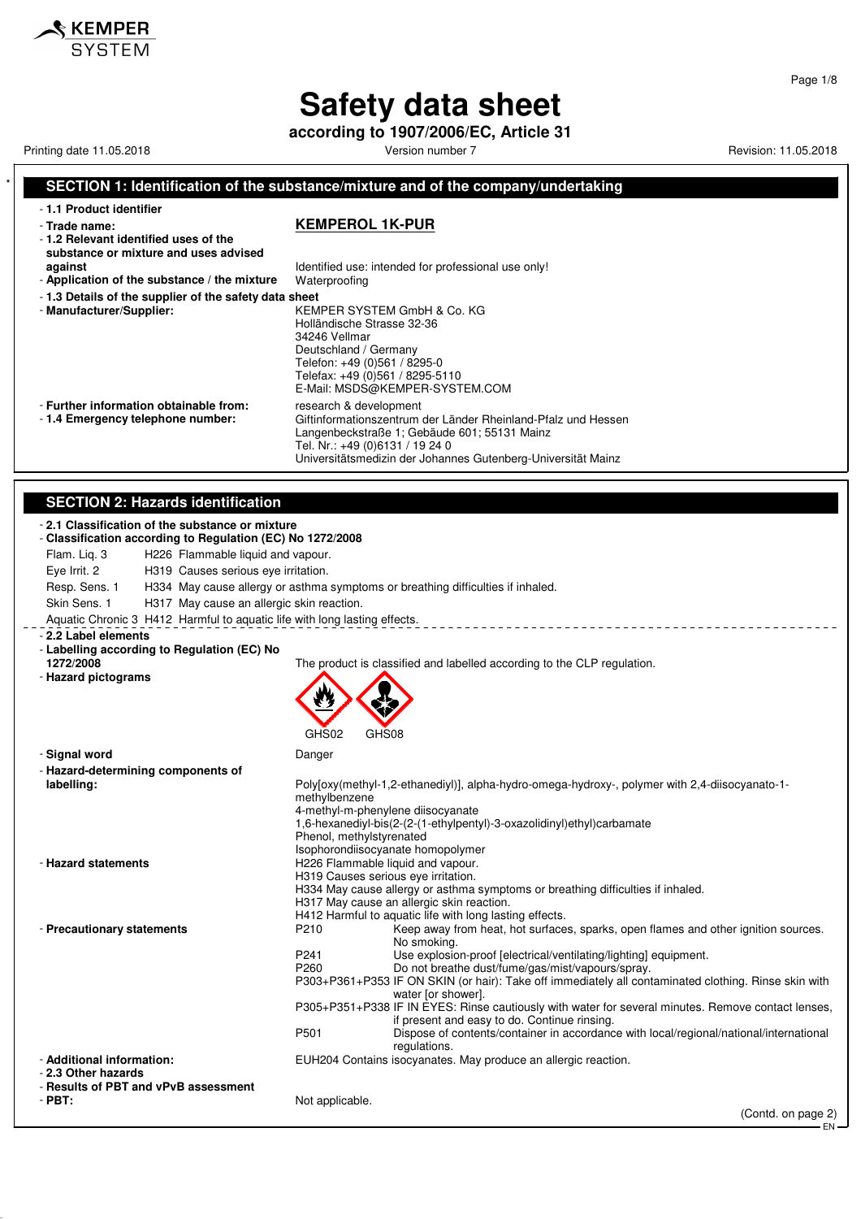# Safety data sheet

**according to 1907/2006/EC, Article 31**

Printing date 11.05.2018 | Version number 7 | Revision: 11.05.2018

## SECTION 1: Identification of the substance/mixture and of the company/undertaking

- **1.1 Product identifier**
- **Trade name:** **KEMPEROL 1K-PUR**
- **1.2 Relevant identified uses of the substance or mixture and uses advised against** Identified use: intended for professional use only!
- **Application of the substance / the mixture** Waterproofing
- **1.3 Details of the supplier of the safety data sheet**
- **Manufacturer/Supplier:**
  KEMPER SYSTEM GmbH & Co. KG
  Holländische Strasse 32-36
  34246 Vellmar
  Deutschland / Germany
  Telefon: +49 (0)561 / 8295-0
  Telefax: +49 (0)561 / 8295-5110
  E-Mail: MSDS@KEMPER-SYSTEM.COM
- **Further information obtainable from:** research & development
- **1.4 Emergency telephone number:**
  Giftinformationszentrum der Länder Rheinland-Pfalz und Hessen
  Langenbeckstraße 1; Gebäude 601; 55131 Mainz
  Tel. Nr.: +49 (0)6131 / 19 24 0
  Universitätsmedizin der Johannes Gutenberg-Universität Mainz

## SECTION 2: Hazards identification

- **2.1 Classification of the substance or mixture**
- **Classification according to Regulation (EC) No 1272/2008**

Flam. Liq. 3 H226 Flammable liquid and vapour.

Eye Irrit. 2 H319 Causes serious eye irritation.

Resp. Sens. 1 H334 May cause allergy or asthma symptoms or breathing difficulties if inhaled.

Skin Sens. 1 H317 May cause an allergic skin reaction.

Aquatic Chronic 3 H412 Harmful to aquatic life with long lasting effects.

- **2.2 Label elements**
- **Labelling according to Regulation (EC) No 1272/2008** The product is classified and labelled according to the CLP regulation.
- **Hazard pictograms**

  GHS02 GHS08

- **Signal word** Danger
- **Hazard-determining components of labelling:**
  Poly[oxy(methyl-1,2-ethanediyl)], alpha-hydro-omega-hydroxy-, polymer with 2,4-diisocyanato-1-methylbenzene
  4-methyl-m-phenylene diisocyanate
  1,6-hexanediyl-bis(2-(2-(1-ethylpentyl)-3-oxazolidinyl)ethyl)carbamate
  Phenol, methylstyrenated
  Isophorondiisocyanate homopolymer
- **Hazard statements**
  H226 Flammable liquid and vapour.
  H319 Causes serious eye irritation.
  H334 May cause allergy or asthma symptoms or breathing difficulties if inhaled.
  H317 May cause an allergic skin reaction.
  H412 Harmful to aquatic life with long lasting effects.
- **Precautionary statements**
  P210 Keep away from heat, hot surfaces, sparks, open flames and other ignition sources. No smoking.
  P241 Use explosion-proof [electrical/ventilating/lighting] equipment.
  P260 Do not breathe dust/fume/gas/mist/vapours/spray.
  P303+P361+P353 IF ON SKIN (or hair): Take off immediately all contaminated clothing. Rinse skin with water [or shower].
  P305+P351+P338 IF IN EYES: Rinse cautiously with water for several minutes. Remove contact lenses, if present and easy to do. Continue rinsing.
  P501 Dispose of contents/container in accordance with local/regional/national/international regulations.
- **Additional information:** EUH204 Contains isocyanates. May produce an allergic reaction.
- **2.3 Other hazards**
- **Results of PBT and vPvB assessment**
- **PBT:** Not applicable.

(Contd. on page 2)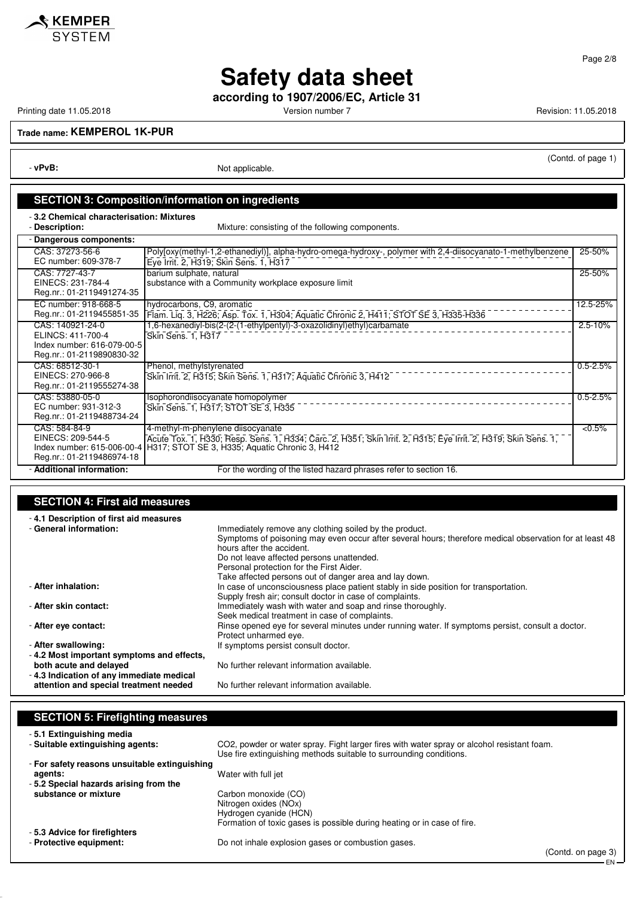# Safety data sheet

**according to 1907/2006/EC, Article 31**

Printing date 11.05.2018 Version number 7 Revision: 11.05.2018

**Trade name: KEMPEROL 1K-PUR**

(Contd. of page 1)

- **vPvB:** Not applicable.

## SECTION 3: Composition/information on ingredients

- **3.2 Chemical characterisation: Mixtures**
- **Description:** Mixture: consisting of the following components.

| - **Dangerous components:** | | |
|---|---|---|
| CAS: 37273-56-6<br>EC number: 609-378-7 | Poly[oxy(methyl-1,2-ethanediyl)], alpha-hydro-omega-hydroxy-, polymer with 2,4-diisocyanato-1-methylbenzene<br>Eye Irrit. 2, H319; Skin Sens. 1, H317 | 25-50% |
| CAS: 7727-43-7<br>EINECS: 231-784-4<br>Reg.nr.: 01-2119491274-35 | barium sulphate, natural<br>substance with a Community workplace exposure limit | 25-50% |
| EC number: 918-668-5<br>Reg.nr.: 01-2119455851-35 | hydrocarbons, C9, aromatic<br>Flam. Liq. 3, H226; Asp. Tox. 1, H304; Aquatic Chronic 2, H411; STOT SE 3, H335-H336 | 12.5-25% |
| CAS: 140921-24-0<br>ELINCS: 411-700-4<br>Index number: 616-079-00-5<br>Reg.nr.: 01-2119890830-32 | 1,6-hexanediyl-bis(2-(2-(1-ethylpentyl)-3-oxazolidinyl)ethyl)carbamate<br>Skin Sens. 1, H317 | 2.5-10% |
| CAS: 68512-30-1<br>EINECS: 270-966-8<br>Reg.nr.: 01-2119555274-38 | Phenol, methylstyrenated<br>Skin Irrit. 2, H315; Skin Sens. 1, H317; Aquatic Chronic 3, H412 | 0.5-2.5% |
| CAS: 53880-05-0<br>EC number: 931-312-3<br>Reg.nr.: 01-2119488734-24 | Isophorondiisocyanate homopolymer<br>Skin Sens. 1, H317; STOT SE 3, H335 | 0.5-2.5% |
| CAS: 584-84-9<br>EINECS: 209-544-5<br>Index number: 615-006-00-4<br>Reg.nr.: 01-2119486974-18 | 4-methyl-m-phenylene diisocyanate<br>Acute Tox. 1, H330; Resp. Sens. 1, H334; Carc. 2, H351; Skin Irrit. 2, H315; Eye Irrit. 2, H319; Skin Sens. 1, H317; STOT SE 3, H335; Aquatic Chronic 3, H412 | <0.5% |

- **Additional information:** For the wording of the listed hazard phrases refer to section 16.

## SECTION 4: First aid measures

- **4.1 Description of first aid measures**
- **General information:** Immediately remove any clothing soiled by the product.
  Symptoms of poisoning may even occur after several hours; therefore medical observation for at least 48 hours after the accident.
  Do not leave affected persons unattended.
  Personal protection for the First Aider.
  Take affected persons out of danger area and lay down.
- **After inhalation:** In case of unconsciousness place patient stably in side position for transportation.
  Supply fresh air; consult doctor in case of complaints.
- **After skin contact:** Immediately wash with water and soap and rinse thoroughly.
  Seek medical treatment in case of complaints.
- **After eye contact:** Rinse opened eye for several minutes under running water. If symptoms persist, consult a doctor.
  Protect unharmed eye.
- **After swallowing:** If symptoms persist consult doctor.
- **4.2 Most important symptoms and effects, both acute and delayed** No further relevant information available.
- **4.3 Indication of any immediate medical attention and special treatment needed** No further relevant information available.

## SECTION 5: Firefighting measures

- **5.1 Extinguishing media**
- **Suitable extinguishing agents:** $CO_2$, powder or water spray. Fight larger fires with water spray or alcohol resistant foam.
  Use fire extinguishing methods suitable to surrounding conditions.
- **For safety reasons unsuitable extinguishing agents:** Water with full jet
- **5.2 Special hazards arising from the substance or mixture** Carbon monoxide (CO)
  Nitrogen oxides (NOx)
  Hydrogen cyanide (HCN)
  Formation of toxic gases is possible during heating or in case of fire.
- **5.3 Advice for firefighters**
- **Protective equipment:** Do not inhale explosion gases or combustion gases.

(Contd. on page 3)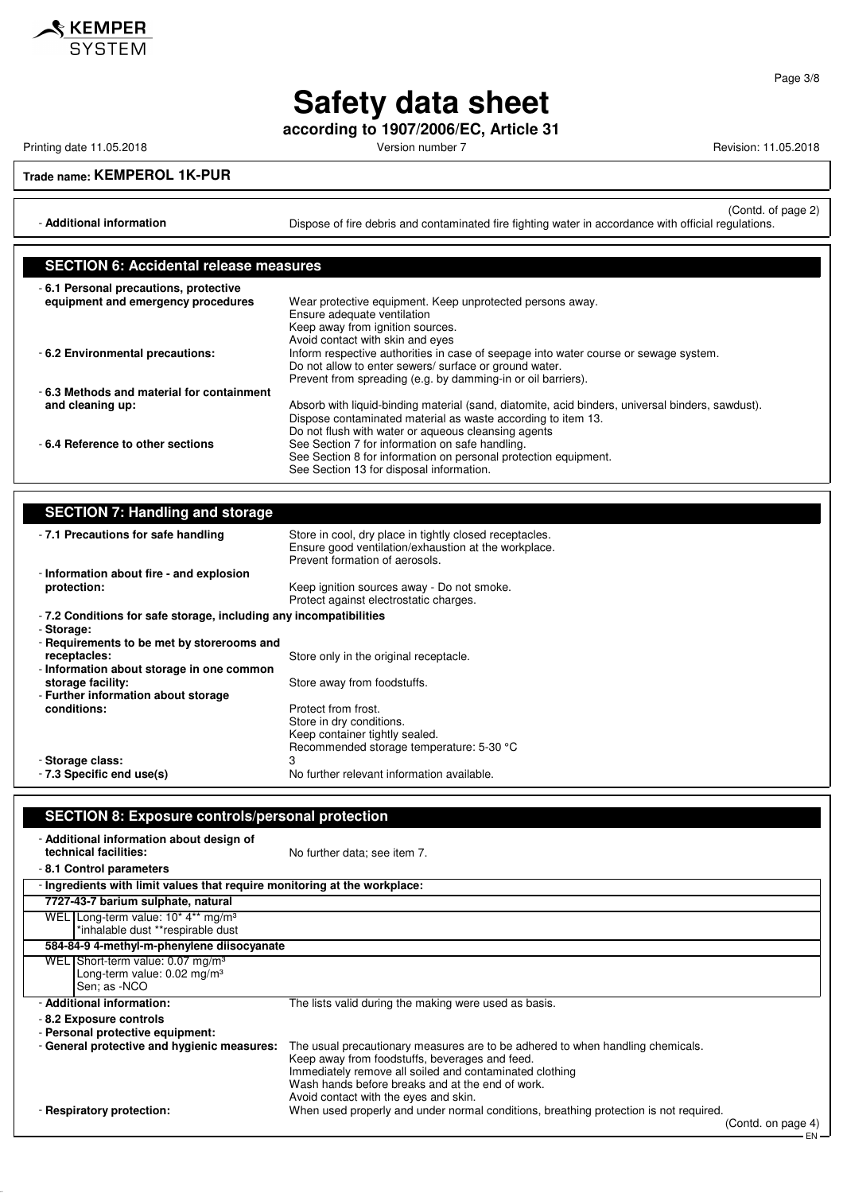# Safety data sheet

**according to 1907/2006/EC, Article 31**

Printing date 11.05.2018 Version number 7 Revision: 11.05.2018

**Trade name: KEMPEROL 1K-PUR**

(Contd. of page 2)

- **Additional information** Dispose of fire debris and contaminated fire fighting water in accordance with official regulations.

## SECTION 6: Accidental release measures

- **6.1 Personal precautions, protective equipment and emergency procedures** Wear protective equipment. Keep unprotected persons away.
  Ensure adequate ventilation
  Keep away from ignition sources.
  Avoid contact with skin and eyes
- **6.2 Environmental precautions:** Inform respective authorities in case of seepage into water course or sewage system.
  Do not allow to enter sewers/ surface or ground water.
  Prevent from spreading (e.g. by damming-in or oil barriers).
- **6.3 Methods and material for containment and cleaning up:** Absorb with liquid-binding material (sand, diatomite, acid binders, universal binders, sawdust).
  Dispose contaminated material as waste according to item 13.
  Do not flush with water or aqueous cleansing agents
- **6.4 Reference to other sections** See Section 7 for information on safe handling.
  See Section 8 for information on personal protection equipment.
  See Section 13 for disposal information.

## SECTION 7: Handling and storage

- **7.1 Precautions for safe handling** Store in cool, dry place in tightly closed receptacles.
  Ensure good ventilation/exhaustion at the workplace.
  Prevent formation of aerosols.
- **Information about fire - and explosion protection:** Keep ignition sources away - Do not smoke.
  Protect against electrostatic charges.
- **7.2 Conditions for safe storage, including any incompatibilities**
- **Storage:**
- **Requirements to be met by storerooms and receptacles:** Store only in the original receptacle.
- **Information about storage in one common storage facility:** Store away from foodstuffs.
- **Further information about storage conditions:** Protect from frost.
  Store in dry conditions.
  Keep container tightly sealed.
  Recommended storage temperature: 5-30 °C
- **Storage class:** 3
- **7.3 Specific end use(s)** No further relevant information available.

## SECTION 8: Exposure controls/personal protection

- **Additional information about design of technical facilities:** No further data; see item 7.
- **8.1 Control parameters**

| - Ingredients with limit values that require monitoring at the workplace: | |
|---|---|
| **7727-43-7 barium sulphate, natural** | |
| WEL | Long-term value: 10* 4** mg/m³<br>*inhalable dust **respirable dust |
| **584-84-9 4-methyl-m-phenylene diisocyanate** | |
| WEL | Short-term value: 0.07 mg/m³<br>Long-term value: 0.02 mg/m³<br>Sen; as -NCO |

- **Additional information:** The lists valid during the making were used as basis.
- **8.2 Exposure controls**
- **Personal protective equipment:**
- **General protective and hygienic measures:** The usual precautionary measures are to be adhered to when handling chemicals.
  Keep away from foodstuffs, beverages and feed.
  Immediately remove all soiled and contaminated clothing
  Wash hands before breaks and at the end of work.
  Avoid contact with the eyes and skin.
- **Respiratory protection:** When used properly and under normal conditions, breathing protection is not required.

(Contd. on page 4)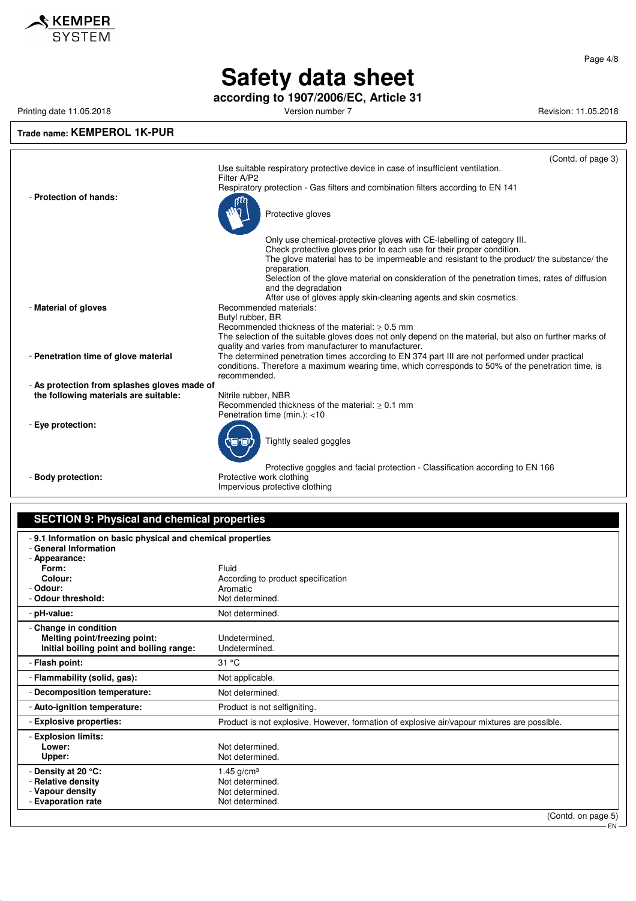**Trade name: KEMPEROL 1K-PUR**

(Contd. of page 3)

Use suitable respiratory protective device in case of insufficient ventilation.
Filter A/P2
Respiratory protection - Gas filters and combination filters according to EN 141

- **Protection of hands:**

Protective gloves

Only use chemical-protective gloves with CE-labelling of category III.
Check protective gloves prior to each use for their proper condition.
The glove material has to be impermeable and resistant to the product/ the substance/ the preparation.
Selection of the glove material on consideration of the penetration times, rates of diffusion and the degradation
After use of gloves apply skin-cleaning agents and skin cosmetics.

- **Material of gloves**

Recommended materials:
Butyl rubber, BR
Recommended thickness of the material: ≥ 0.5 mm
The selection of the suitable gloves does not only depend on the material, but also on further marks of quality and varies from manufacturer to manufacturer.

- **Penetration time of glove material**

The determined penetration times according to EN 374 part III are not performed under practical conditions. Therefore a maximum wearing time, which corresponds to 50% of the penetration time, is recommended.

- **As protection from splashes gloves made of the following materials are suitable:**

Nitrile rubber, NBR
Recommended thickness of the material: ≥ 0.1 mm
Penetration time (min.): <10

- **Eye protection:**

Tightly sealed goggles

Protective goggles and facial protection - Classification according to EN 166

- **Body protection:**

Protective work clothing
Impervious protective clothing

## SECTION 9: Physical and chemical properties

- **9.1 Information on basic physical and chemical properties**
- **General Information**
- **Appearance:**

| | |
|---|---|
| **Form:** | Fluid |
| **Colour:** | According to product specification |
| - **Odour:** | Aromatic |
| - **Odour threshold:** | Not determined. |
| - **pH-value:** | Not determined. |
| - **Change in condition** | |
| **Melting point/freezing point:** | Undetermined. |
| **Initial boiling point and boiling range:** | Undetermined. |
| - **Flash point:** | 31 °C |
| - **Flammability (solid, gas):** | Not applicable. |
| - **Decomposition temperature:** | Not determined. |
| - **Auto-ignition temperature:** | Product is not selfigniting. |
| - **Explosive properties:** | Product is not explosive. However, formation of explosive air/vapour mixtures are possible. |
| - **Explosion limits:** | |
| **Lower:** | Not determined. |
| **Upper:** | Not determined. |
| - **Density at 20 °C:** | 1.45 g/cm³ |
| - **Relative density** | Not determined. |
| - **Vapour density** | Not determined. |
| - **Evaporation rate** | Not determined. |

(Contd. on page 5)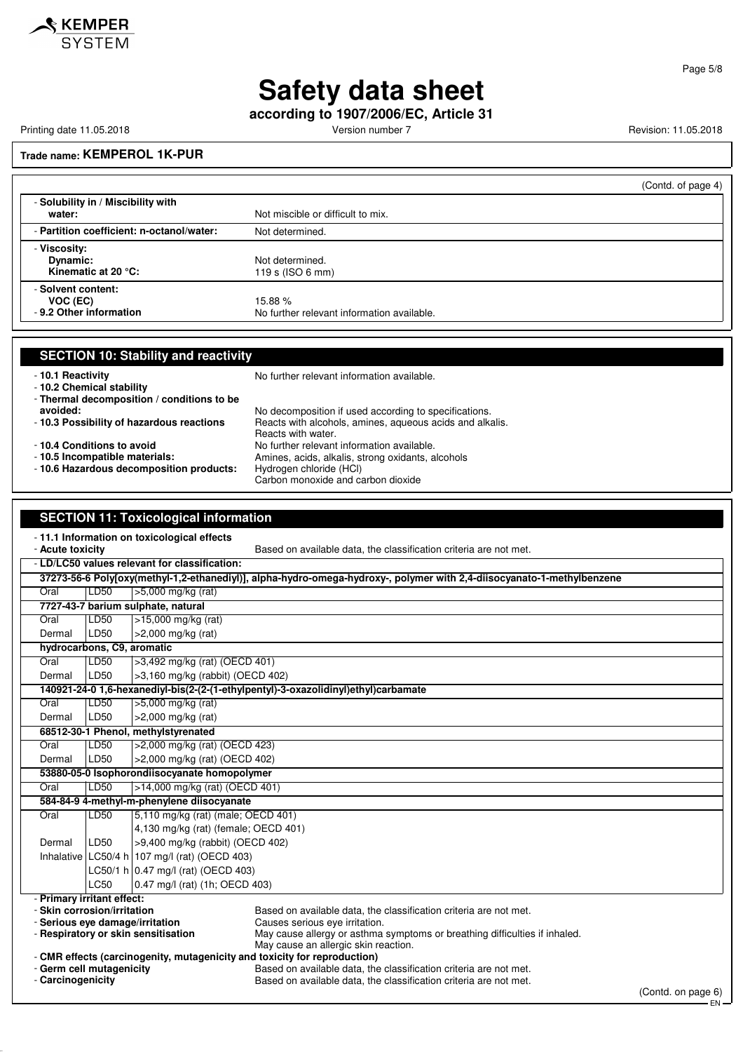**Safety data sheet**

**according to 1907/2006/EC, Article 31**

Printing date 11.05.2018 Version number 7 Revision: 11.05.2018

**Trade name: KEMPEROL 1K-PUR**

(Contd. of page 4)

| | |
|---|---|
| - **Solubility in / Miscibility with water:** | Not miscible or difficult to mix. |
| - **Partition coefficient: n-octanol/water:** | Not determined. |
| - **Viscosity:** | |
| **Dynamic:** | Not determined. |
| **Kinematic at 20 °C:** | 119 s (ISO 6 mm) |
| - **Solvent content:** | |
| **VOC (EC)** | 15.88 % |
| - **9.2 Other information** | No further relevant information available. |

## SECTION 10: Stability and reactivity

- **10.1 Reactivity** No further relevant information available.
- **10.2 Chemical stability**
- **Thermal decomposition / conditions to be avoided:** No decomposition if used according to specifications.
- **10.3 Possibility of hazardous reactions** Reacts with alcohols, amines, aqueous acids and alkalis. Reacts with water.
- **10.4 Conditions to avoid** No further relevant information available.
- **10.5 Incompatible materials:** Amines, acids, alkalis, strong oxidants, alcohols
- **10.6 Hazardous decomposition products:** Hydrogen chloride (HCl)
  Carbon monoxide and carbon dioxide

## SECTION 11: Toxicological information

- **11.1 Information on toxicological effects**
- **Acute toxicity** Based on available data, the classification criteria are not met.
- **LD/LC50 values relevant for classification:**

| | | |
|---|---|---|
| **37273-56-6 Poly[oxy(methyl-1,2-ethanediyl)], alpha-hydro-omega-hydroxy-, polymer with 2,4-diisocyanato-1-methylbenzene** | | |
| Oral | LD50 | >5,000 mg/kg (rat) |
| **7727-43-7 barium sulphate, natural** | | |
| Oral | LD50 | >15,000 mg/kg (rat) |
| Dermal | LD50 | >2,000 mg/kg (rat) |
| **hydrocarbons, C9, aromatic** | | |
| Oral | LD50 | >3,492 mg/kg (rat) (OECD 401) |
| Dermal | LD50 | >3,160 mg/kg (rabbit) (OECD 402) |
| **140921-24-0 1,6-hexanediyl-bis(2-(2-(1-ethylpentyl)-3-oxazolidinyl)ethyl)carbamate** | | |
| Oral | LD50 | >5,000 mg/kg (rat) |
| Dermal | LD50 | >2,000 mg/kg (rat) |
| **68512-30-1 Phenol, methylstyrenated** | | |
| Oral | LD50 | >2,000 mg/kg (rat) (OECD 423) |
| Dermal | LD50 | >2,000 mg/kg (rat) (OECD 402) |
| **53880-05-0 Isophorondiisocyanate homopolymer** | | |
| Oral | LD50 | >14,000 mg/kg (rat) (OECD 401) |
| **584-84-9 4-methyl-m-phenylene diisocyanate** | | |
| Oral | LD50 | 5,110 mg/kg (rat) (male; OECD 401) |
| | | 4,130 mg/kg (rat) (female; OECD 401) |
| Dermal | LD50 | >9,400 mg/kg (rabbit) (OECD 402) |
| Inhalative | LC50/4 h | 107 mg/l (rat) (OECD 403) |
| | LC50/1 h | 0.47 mg/l (rat) (OECD 403) |
| | LC50 | 0.47 mg/l (rat) (1h; OECD 403) |

- **Primary irritant effect:**
- **Skin corrosion/irritation** Based on available data, the classification criteria are not met.
- **Serious eye damage/irritation** Causes serious eye irritation.
- **Respiratory or skin sensitisation** May cause allergy or asthma symptoms or breathing difficulties if inhaled. May cause an allergic skin reaction.
- **CMR effects (carcinogenity, mutagenicity and toxicity for reproduction)**
- **Germ cell mutagenicity** Based on available data, the classification criteria are not met.
- **Carcinogenicity** Based on available data, the classification criteria are not met.

(Contd. on page 6)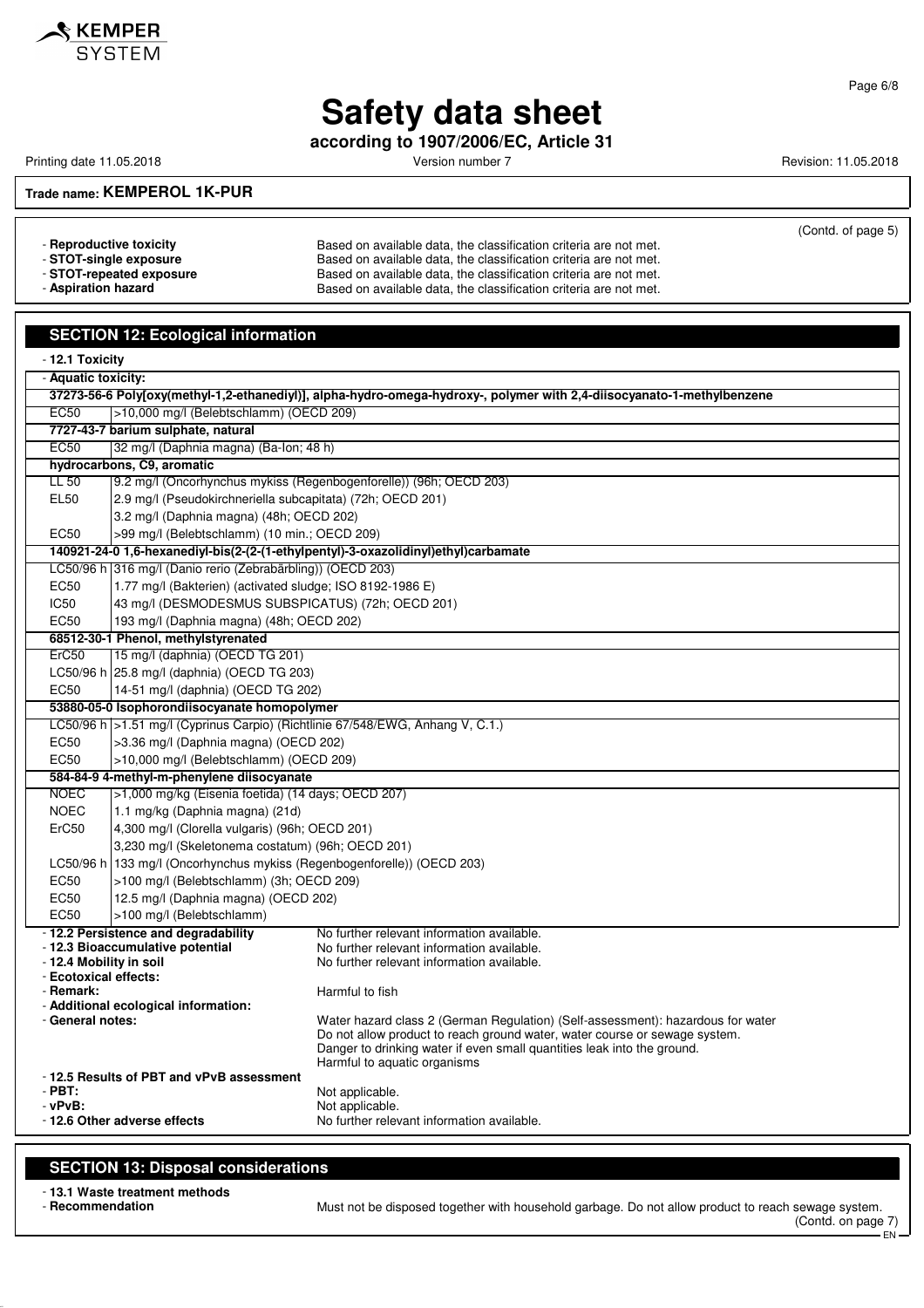(Contd. of page 5)

- **Reproductive toxicity** Based on available data, the classification criteria are not met.
- **STOT-single exposure** Based on available data, the classification criteria are not met.
- **STOT-repeated exposure** Based on available data, the classification criteria are not met.
- **Aspiration hazard** Based on available data, the classification criteria are not met.

## SECTION 12: Ecological information

- **12.1 Toxicity**
- **Aquatic toxicity:**

| | |
|---|---|
| **37273-56-6 Poly[oxy(methyl-1,2-ethanediyl)], alpha-hydro-omega-hydroxy-, polymer with 2,4-diisocyanato-1-methylbenzene** | |
| EC50 | >10,000 mg/l (Belebtschlamm) (OECD 209) |
| **7727-43-7 barium sulphate, natural** | |
| EC50 | 32 mg/l (Daphnia magna) (Ba-Ion; 48 h) |
| **hydrocarbons, C9, aromatic** | |
| LL 50 | 9.2 mg/l (Oncorhynchus mykiss (Regenbogenforelle)) (96h; OECD 203) |
| EL50 | 2.9 mg/l (Pseudokirchneriella subcapitata) (72h; OECD 201) |
| | 3.2 mg/l (Daphnia magna) (48h; OECD 202) |
| EC50 | >99 mg/l (Belebtschlamm) (10 min.; OECD 209) |
| **140921-24-0 1,6-hexanediyl-bis(2-(2-(1-ethylpentyl)-3-oxazolidinyl)ethyl)carbamate** | |
| LC50/96 h | 316 mg/l (Danio rerio (Zebrabärbling)) (OECD 203) |
| EC50 | 1.77 mg/l (Bakterien) (activated sludge; ISO 8192-1986 E) |
| IC50 | 43 mg/l (DESMODESMUS SUBSPICATUS) (72h; OECD 201) |
| EC50 | 193 mg/l (Daphnia magna) (48h; OECD 202) |
| **68512-30-1 Phenol, methylstyrenated** | |
| ErC50 | 15 mg/l (daphnia) (OECD TG 201) |
| LC50/96 h | 25.8 mg/l (daphnia) (OECD TG 203) |
| EC50 | 14-51 mg/l (daphnia) (OECD TG 202) |
| **53880-05-0 Isophorondiisocyanate homopolymer** | |
| LC50/96 h | >1.51 mg/l (Cyprinus Carpio) (Richtlinie 67/548/EWG, Anhang V, C.1.) |
| EC50 | >3.36 mg/l (Daphnia magna) (OECD 202) |
| EC50 | >10,000 mg/l (Belebtschlamm) (OECD 209) |
| **584-84-9 4-methyl-m-phenylene diisocyanate** | |
| NOEC | >1,000 mg/kg (Eisenia foetida) (14 days; OECD 207) |
| NOEC | 1.1 mg/kg (Daphnia magna) (21d) |
| ErC50 | 4,300 mg/l (Clorella vulgaris) (96h; OECD 201) |
| | 3,230 mg/l (Skeletonema costatum) (96h; OECD 201) |
| LC50/96 h | 133 mg/l (Oncorhynchus mykiss (Regenbogenforelle)) (OECD 203) |
| EC50 | >100 mg/l (Belebtschlamm) (3h; OECD 209) |
| EC50 | 12.5 mg/l (Daphnia magna) (OECD 202) |
| EC50 | >100 mg/l (Belebtschlamm) |

- **12.2 Persistence and degradability** No further relevant information available.
- **12.3 Bioaccumulative potential** No further relevant information available.
- **12.4 Mobility in soil** No further relevant information available.
- **Ecotoxical effects:**
- **Remark:** Harmful to fish
- **Additional ecological information:**
- **General notes:** Water hazard class 2 (German Regulation) (Self-assessment): hazardous for water
  Do not allow product to reach ground water, water course or sewage system.
  Danger to drinking water if even small quantities leak into the ground.
  Harmful to aquatic organisms
- **12.5 Results of PBT and vPvB assessment**
- **PBT:** Not applicable.
- **vPvB:** Not applicable.
- **12.6 Other adverse effects** No further relevant information available.

## SECTION 13: Disposal considerations

- **13.1 Waste treatment methods**
- **Recommendation** Must not be disposed together with household garbage. Do not allow product to reach sewage system.

(Contd. on page 7)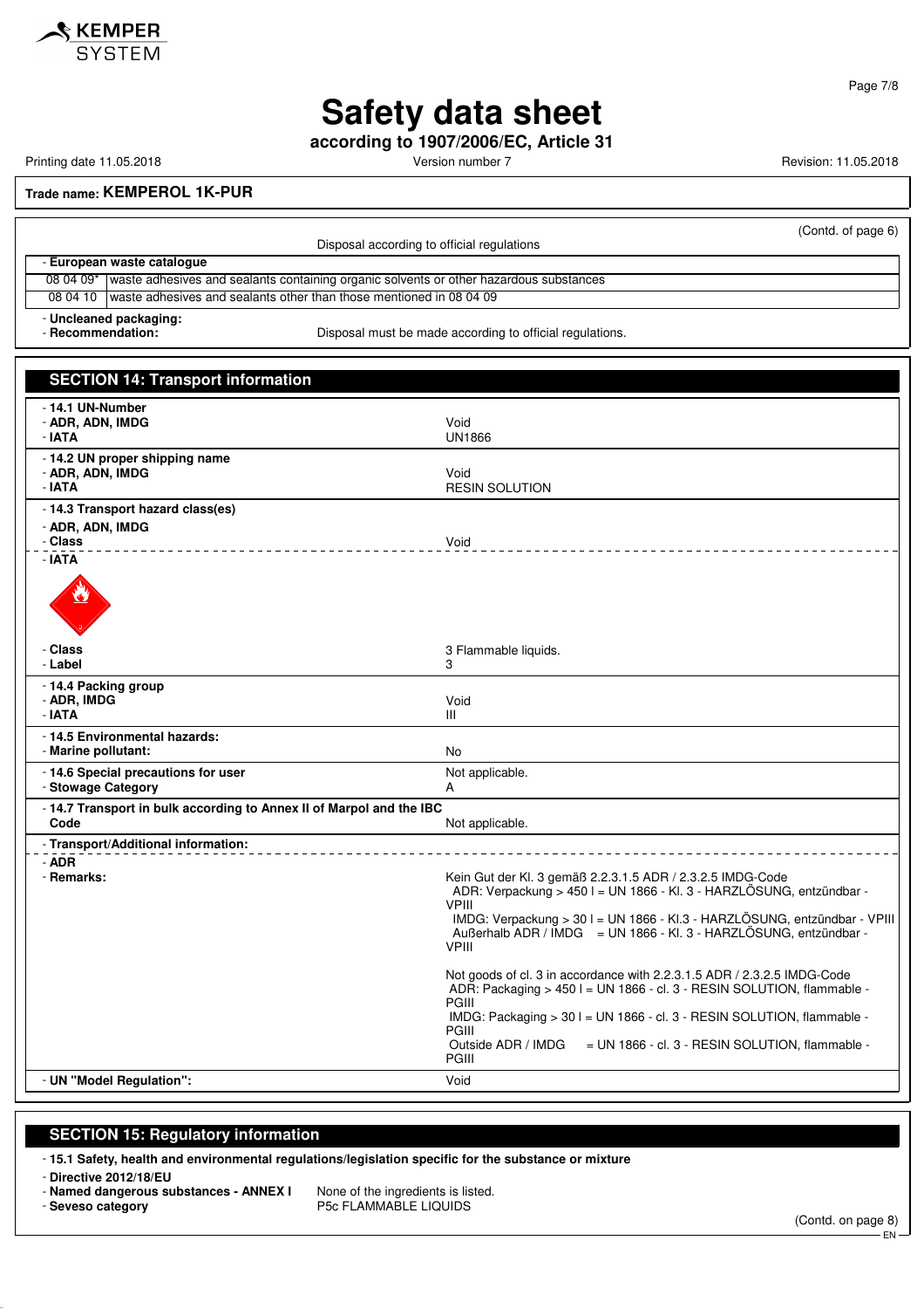Trade name: **KEMPEROL 1K-PUR**

(Contd. of page 6)

Disposal according to official regulations

- **European waste catalogue**

| | |
|---|---|
| 08 04 09* | waste adhesives and sealants containing organic solvents or other hazardous substances |
| 08 04 10 | waste adhesives and sealants other than those mentioned in 08 04 09 |

- **Uncleaned packaging:**
- **Recommendation:** Disposal must be made according to official regulations.

## SECTION 14: Transport information

- **14.1 UN-Number**
- **ADR, ADN, IMDG**: Void
- **IATA**: UN1866

- **14.2 UN proper shipping name**
- **ADR, ADN, IMDG**: Void
- **IATA**: RESIN SOLUTION

- **14.3 Transport hazard class(es)**
- **ADR, ADN, IMDG**
- **Class**: Void
- **IATA**
- **Class**: 3 Flammable liquids.
- **Label**: 3

- **14.4 Packing group**
- **ADR, IMDG**: Void
- **IATA**: III

- **14.5 Environmental hazards:**
- **Marine pollutant:** No

- **14.6 Special precautions for user**: Not applicable.
- **Stowage Category**: A

- **14.7 Transport in bulk according to Annex II of Marpol and the IBC Code**: Not applicable.

- **Transport/Additional information:**
- **ADR**
- **Remarks:**

Kein Gut der Kl. 3 gemäß 2.2.3.1.5 ADR / 2.2.3.2.5 IMDG-Code
ADR: Verpackung > 450 l = UN 1866 - Kl. 3 - HARZLÖSUNG, entzündbar - VPIII
IMDG: Verpackung > 30 l = UN 1866 - Kl.3 - HARZLÖSUNG, entzündbar - VPIII
Außerhalb ADR / IMDG = UN 1866 - Kl. 3 - HARZLÖSUNG, entzündbar - VPIII

Not goods of cl. 3 in accordance with 2.2.3.1.5 ADR / 2.2.3.2.5 IMDG-Code
ADR: Packaging > 450 l = UN 1866 - cl. 3 - RESIN SOLUTION, flammable - PGIII
IMDG: Packaging > 30 l = UN 1866 - cl. 3 - RESIN SOLUTION, flammable - PGIII
Outside ADR / IMDG = UN 1866 - cl. 3 - RESIN SOLUTION, flammable - PGIII

- **UN "Model Regulation":** Void

## SECTION 15: Regulatory information

- **15.1 Safety, health and environmental regulations/legislation specific for the substance or mixture**
- **Directive 2012/18/EU**
- **Named dangerous substances - ANNEX I**: None of the ingredients is listed.
- **Seveso category**: P5c FLAMMABLE LIQUIDS

(Contd. on page 8)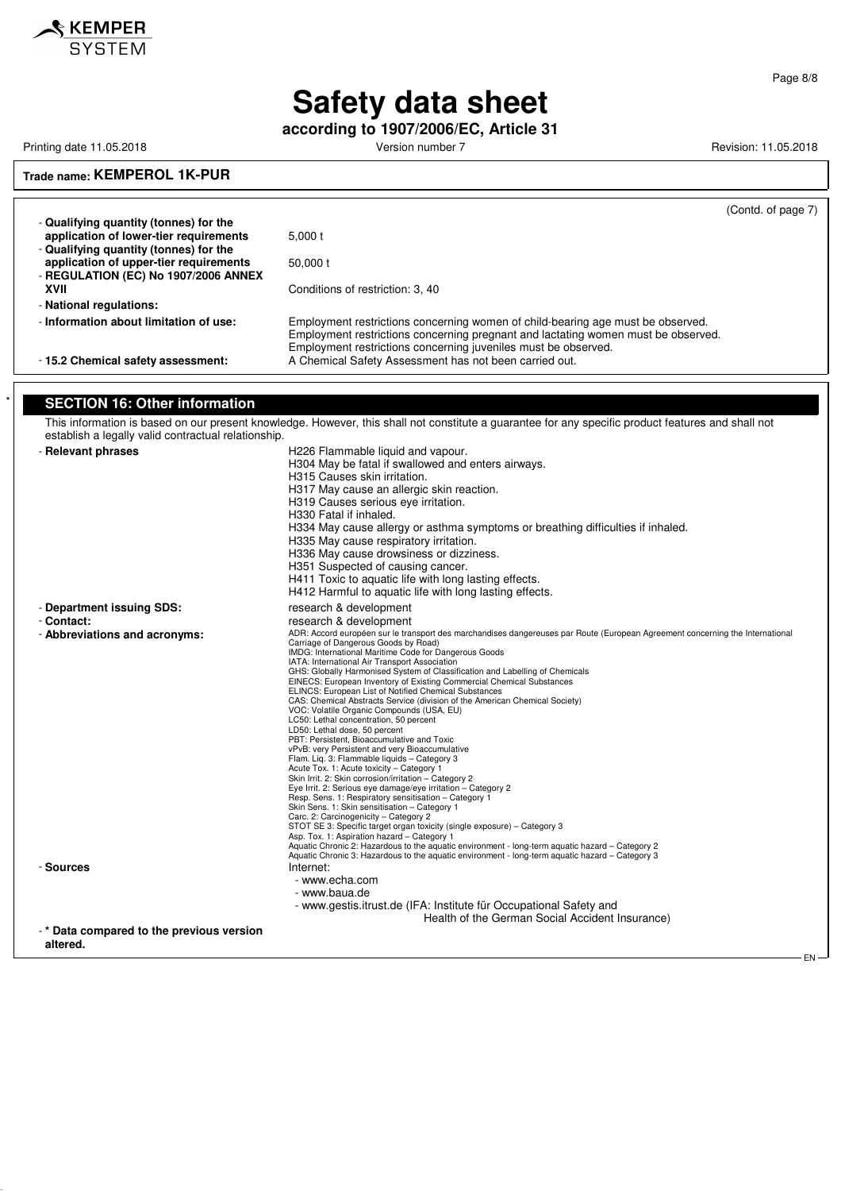(Contd. of page 7)

- **Qualifying quantity (tonnes) for the application of lower-tier requirements** 5,000 t
- **Qualifying quantity (tonnes) for the application of upper-tier requirements** 50,000 t
- **REGULATION (EC) No 1907/2006 ANNEX XVII** Conditions of restriction: 3, 40
- **National regulations:**
- **Information about limitation of use:** Employment restrictions concerning women of child-bearing age must be observed. Employment restrictions concerning pregnant and lactating women must be observed. Employment restrictions concerning juveniles must be observed.
- **15.2 Chemical safety assessment:** A Chemical Safety Assessment has not been carried out.

## * SECTION 16: Other information

This information is based on our present knowledge. However, this shall not constitute a guarantee for any specific product features and shall not establish a legally valid contractual relationship.

- **Relevant phrases**
  - H226 Flammable liquid and vapour.
  - H304 May be fatal if swallowed and enters airways.
  - H315 Causes skin irritation.
  - H317 May cause an allergic skin reaction.
  - H319 Causes serious eye irritation.
  - H330 Fatal if inhaled.
  - H334 May cause allergy or asthma symptoms or breathing difficulties if inhaled.
  - H335 May cause respiratory irritation.
  - H336 May cause drowsiness or dizziness.
  - H351 Suspected of causing cancer.
  - H411 Toxic to aquatic life with long lasting effects.
  - H412 Harmful to aquatic life with long lasting effects.
- **Department issuing SDS:** research & development
- **Contact:** research & development
- **Abbreviations and acronyms:**
  - ADR: Accord européen sur le transport des marchandises dangereuses par Route (European Agreement concerning the International Carriage of Dangerous Goods by Road)
  - IMDG: International Maritime Code for Dangerous Goods
  - IATA: International Air Transport Association
  - GHS: Globally Harmonised System of Classification and Labelling of Chemicals
  - EINECS: European Inventory of Existing Commercial Chemical Substances
  - ELINCS: European List of Notified Chemical Substances
  - CAS: Chemical Abstracts Service (division of the American Chemical Society)
  - VOC: Volatile Organic Compounds (USA, EU)
  - LC50: Lethal concentration, 50 percent
  - LD50: Lethal dose, 50 percent
  - PBT: Persistent, Bioaccumulative and Toxic
  - vPvB: very Persistent and very Bioaccumulative
  - Flam. Liq. 3: Flammable liquids – Category 3
  - Acute Tox. 1: Acute toxicity – Category 1
  - Skin Irrit. 2: Skin corrosion/irritation – Category 2
  - Eye Irrit. 2: Serious eye damage/eye irritation – Category 2
  - Resp. Sens. 1: Respiratory sensitisation – Category 1
  - Skin Sens. 1: Skin sensitisation – Category 1
  - Carc. 2: Carcinogenicity – Category 2
  - STOT SE 3: Specific target organ toxicity (single exposure) – Category 3
  - Asp. Tox. 1: Aspiration hazard – Category 1
  - Aquatic Chronic 2: Hazardous to the aquatic environment - long-term aquatic hazard – Category 2
  - Aquatic Chronic 3: Hazardous to the aquatic environment - long-term aquatic hazard – Category 3
- **Sources**
  Internet:
  - www.echa.com
  - www.baua.de
  - www.gestis.itrust.de (IFA: Institute für Occupational Safety and Health of the German Social Accident Insurance)
- *** Data compared to the previous version altered.**